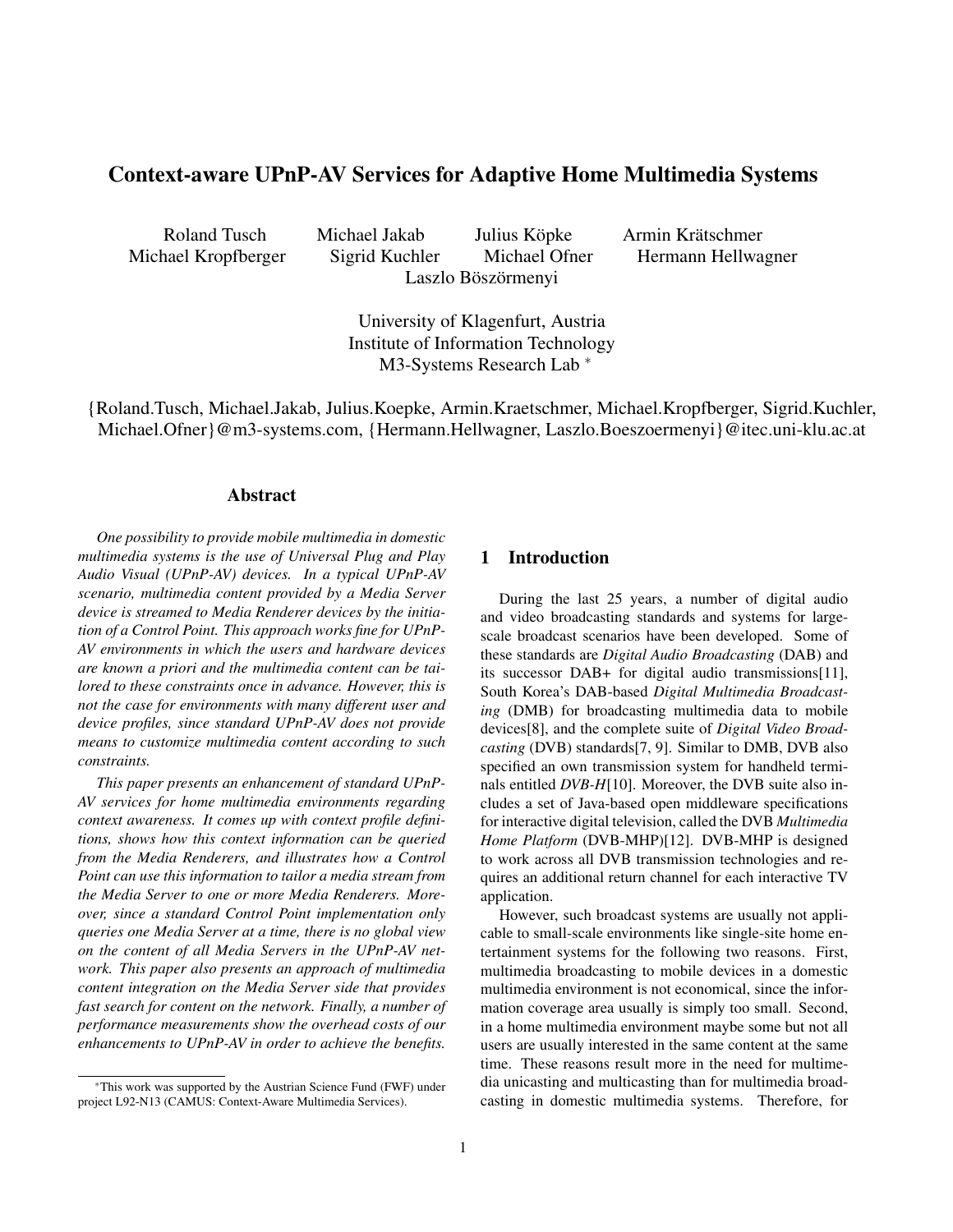# Context-aware UPnP-AV Services for Adaptive Home Multimedia Systems

Roland Tusch Michael Jakab Julius Köpke Armin Krätschmer
Michael Kropfberger Sigrid Kuchler Michael Ofner Hermann Hellwagner
Laszlo Böszörmenyi

University of Klagenfurt, Austria
Institute of Information Technology
M3-Systems Research Lab *

{Roland.Tusch, Michael.Jakab, Julius.Koepke, Armin.Kraetschmer, Michael.Kropfberger, Sigrid.Kuchler, Michael.Ofner}@m3-systems.com, {Hermann.Hellwagner, Laszlo.Boeszoermenyi}@itec.uni-klu.ac.at

## Abstract

*One possibility to provide mobile multimedia in domestic multimedia systems is the use of Universal Plug and Play Audio Visual (UPnP-AV) devices. In a typical UPnP-AV scenario, multimedia content provided by a Media Server device is streamed to Media Renderer devices by the initiation of a Control Point. This approach works fine for UPnP-AV environments in which the users and hardware devices are known a priori and the multimedia content can be tailored to these constraints once in advance. However, this is not the case for environments with many different user and device profiles, since standard UPnP-AV does not provide means to customize multimedia content according to such constraints.*

*This paper presents an enhancement of standard UPnP-AV services for home multimedia environments regarding context awareness. It comes up with context profile definitions, shows how this context information can be queried from the Media Renderers, and illustrates how a Control Point can use this information to tailor a media stream from the Media Server to one or more Media Renderers. Moreover, since a standard Control Point implementation only queries one Media Server at a time, there is no global view on the content of all Media Servers in the UPnP-AV network. This paper also presents an approach of multimedia content integration on the Media Server side that provides fast search for content on the network. Finally, a number of performance measurements show the overhead costs of our enhancements to UPnP-AV in order to achieve the benefits.*

## 1 Introduction

During the last 25 years, a number of digital audio and video broadcasting standards and systems for large-scale broadcast scenarios have been developed. Some of these standards are *Digital Audio Broadcasting* (DAB) and its successor DAB+ for digital audio transmissions[11], South Korea's DAB-based *Digital Multimedia Broadcasting* (DMB) for broadcasting multimedia data to mobile devices[8], and the complete suite of *Digital Video Broadcasting* (DVB) standards[7, 9]. Similar to DMB, DVB also specified an own transmission system for handheld terminals entitled *DVB-H*[10]. Moreover, the DVB suite also includes a set of Java-based open middleware specifications for interactive digital television, called the DVB *Multimedia Home Platform* (DVB-MHP)[12]. DVB-MHP is designed to work across all DVB transmission technologies and requires an additional return channel for each interactive TV application.

However, such broadcast systems are usually not applicable to small-scale environments like single-site home entertainment systems for the following two reasons. First, multimedia broadcasting to mobile devices in a domestic multimedia environment is not economical, since the information coverage area usually is simply too small. Second, in a home multimedia environment maybe some but not all users are usually interested in the same content at the same time. These reasons result more in the need for multimedia unicasting and multicasting than for multimedia broadcasting in domestic multimedia systems. Therefore, for

*This work was supported by the Austrian Science Fund (FWF) under project L92-N13 (CAMUS: Context-Aware Multimedia Services).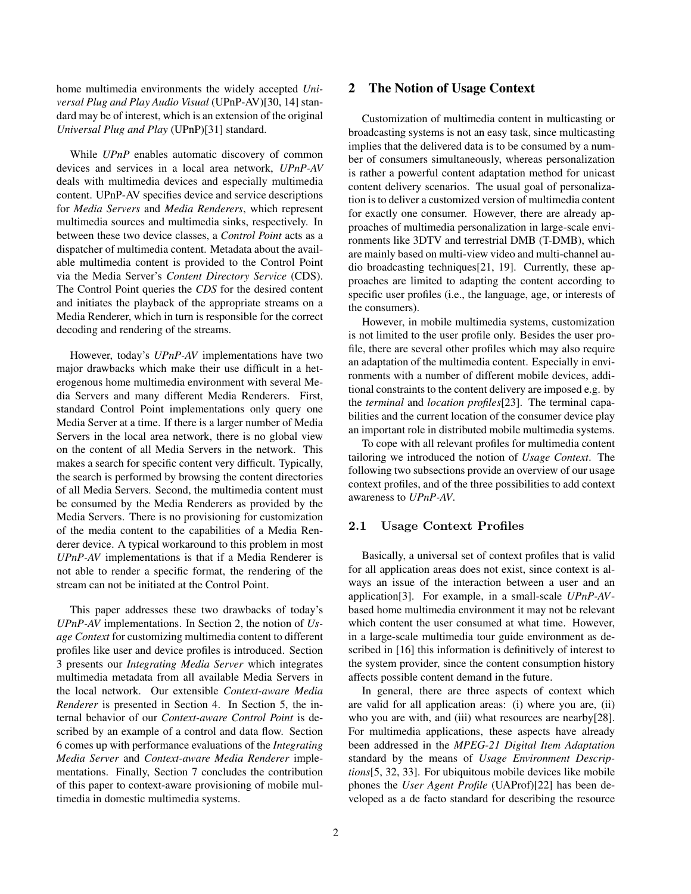home multimedia environments the widely accepted *Universal Plug and Play Audio Visual* (UPnP-AV)[30, 14] standard may be of interest, which is an extension of the original *Universal Plug and Play* (UPnP)[31] standard.

While *UPnP* enables automatic discovery of common devices and services in a local area network, *UPnP-AV* deals with multimedia devices and especially multimedia content. UPnP-AV specifies device and service descriptions for *Media Servers* and *Media Renderers*, which represent multimedia sources and multimedia sinks, respectively. In between these two device classes, a *Control Point* acts as a dispatcher of multimedia content. Metadata about the available multimedia content is provided to the Control Point via the Media Server's *Content Directory Service* (CDS). The Control Point queries the *CDS* for the desired content and initiates the playback of the appropriate streams on a Media Renderer, which in turn is responsible for the correct decoding and rendering of the streams.

However, today's *UPnP-AV* implementations have two major drawbacks which make their use difficult in a heterogenous home multimedia environment with several Media Servers and many different Media Renderers. First, standard Control Point implementations only query one Media Server at a time. If there is a larger number of Media Servers in the local area network, there is no global view on the content of all Media Servers in the network. This makes a search for specific content very difficult. Typically, the search is performed by browsing the content directories of all Media Servers. Second, the multimedia content must be consumed by the Media Renderers as provided by the Media Servers. There is no provisioning for customization of the media content to the capabilities of a Media Renderer device. A typical workaround to this problem in most *UPnP-AV* implementations is that if a Media Renderer is not able to render a specific format, the rendering of the stream can not be initiated at the Control Point.

This paper addresses these two drawbacks of today's *UPnP-AV* implementations. In Section 2, the notion of *Usage Context* for customizing multimedia content to different profiles like user and device profiles is introduced. Section 3 presents our *Integrating Media Server* which integrates multimedia metadata from all available Media Servers in the local network. Our extensible *Context-aware Media Renderer* is presented in Section 4. In Section 5, the internal behavior of our *Context-aware Control Point* is described by an example of a control and data flow. Section 6 comes up with performance evaluations of the *Integrating Media Server* and *Context-aware Media Renderer* implementations. Finally, Section 7 concludes the contribution of this paper to context-aware provisioning of mobile multimedia in domestic multimedia systems.

## 2 The Notion of Usage Context

Customization of multimedia content in multicasting or broadcasting systems is not an easy task, since multicasting implies that the delivered data is to be consumed by a number of consumers simultaneously, whereas personalization is rather a powerful content adaptation method for unicast content delivery scenarios. The usual goal of personalization is to deliver a customized version of multimedia content for exactly one consumer. However, there are already approaches of multimedia personalization in large-scale environments like 3DTV and terrestrial DMB (T-DMB), which are mainly based on multi-view video and multi-channel audio broadcasting techniques[21, 19]. Currently, these approaches are limited to adapting the content according to specific user profiles (i.e., the language, age, or interests of the consumers).

However, in mobile multimedia systems, customization is not limited to the user profile only. Besides the user profile, there are several other profiles which may also require an adaptation of the multimedia content. Especially in environments with a number of different mobile devices, additional constraints to the content delivery are imposed e.g. by the *terminal* and *location profiles*[23]. The terminal capabilities and the current location of the consumer device play an important role in distributed mobile multimedia systems.

To cope with all relevant profiles for multimedia content tailoring we introduced the notion of *Usage Context*. The following two subsections provide an overview of our usage context profiles, and of the three possibilities to add context awareness to *UPnP-AV*.

### 2.1 Usage Context Profiles

Basically, a universal set of context profiles that is valid for all application areas does not exist, since context is always an issue of the interaction between a user and an application[3]. For example, in a small-scale *UPnP-AV*-based home multimedia environment it may not be relevant which content the user consumed at what time. However, in a large-scale multimedia tour guide environment as described in [16] this information is definitively of interest to the system provider, since the content consumption history affects possible content demand in the future.

In general, there are three aspects of context which are valid for all application areas: (i) where you are, (ii) who you are with, and (iii) what resources are nearby[28]. For multimedia applications, these aspects have already been addressed in the *MPEG-21 Digital Item Adaptation* standard by the means of *Usage Environment Descriptions*[5, 32, 33]. For ubiquitous mobile devices like mobile phones the *User Agent Profile* (UAProf)[22] has been developed as a de facto standard for describing the resource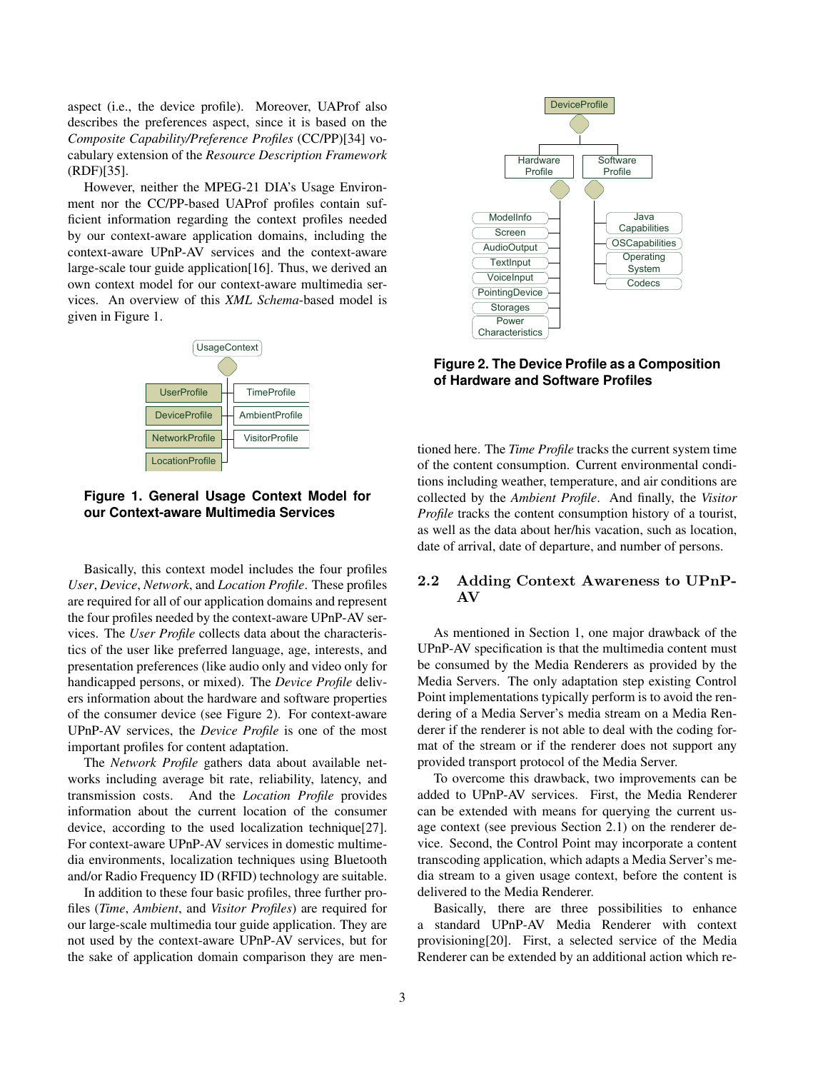aspect (i.e., the device profile). Moreover, UAProf also describes the preferences aspect, since it is based on the *Composite Capability/Preference Profiles* (CC/PP)[34] vocabulary extension of the *Resource Description Framework* (RDF)[35].

However, neither the MPEG-21 DIA's Usage Environment nor the CC/PP-based UAProf profiles contain sufficient information regarding the context profiles needed by our context-aware application domains, including the context-aware UPnP-AV services and the context-aware large-scale tour guide application[16]. Thus, we derived an own context model for our context-aware multimedia services. An overview of this *XML Schema*-based model is given in Figure 1.

**Figure 1. General Usage Context Model for our Context-aware Multimedia Services**

Basically, this context model includes the four profiles *User*, *Device*, *Network*, and *Location Profile*. These profiles are required for all of our application domains and represent the four profiles needed by the context-aware UPnP-AV services. The *User Profile* collects data about the characteristics of the user like preferred language, age, interests, and presentation preferences (like audio only and video only for handicapped persons, or mixed). The *Device Profile* delivers information about the hardware and software properties of the consumer device (see Figure 2). For context-aware UPnP-AV services, the *Device Profile* is one of the most important profiles for content adaptation.

The *Network Profile* gathers data about available networks including average bit rate, reliability, latency, and transmission costs. And the *Location Profile* provides information about the current location of the consumer device, according to the used localization technique[27]. For context-aware UPnP-AV services in domestic multimedia environments, localization techniques using Bluetooth and/or Radio Frequency ID (RFID) technology are suitable.

In addition to these four basic profiles, three further profiles (*Time*, *Ambient*, and *Visitor Profiles*) are required for our large-scale multimedia tour guide application. They are not used by the context-aware UPnP-AV services, but for the sake of application domain comparison they are mentioned here. The *Time Profile* tracks the current system time of the content consumption. Current environmental conditions including weather, temperature, and air conditions are collected by the *Ambient Profile*. And finally, the *Visitor Profile* tracks the content consumption history of a tourist, as well as the data about her/his vacation, such as location, date of arrival, date of departure, and number of persons.

**Figure 2. The Device Profile as a Composition of Hardware and Software Profiles**

## 2.2 Adding Context Awareness to UPnP-AV

As mentioned in Section 1, one major drawback of the UPnP-AV specification is that the multimedia content must be consumed by the Media Renderers as provided by the Media Servers. The only adaptation step existing Control Point implementations typically perform is to avoid the rendering of a Media Server's media stream on a Media Renderer if the renderer is not able to deal with the coding format of the stream or if the renderer does not support any provided transport protocol of the Media Server.

To overcome this drawback, two improvements can be added to UPnP-AV services. First, the Media Renderer can be extended with means for querying the current usage context (see previous Section 2.1) on the renderer device. Second, the Control Point may incorporate a content transcoding application, which adapts a Media Server's media stream to a given usage context, before the content is delivered to the Media Renderer.

Basically, there are three possibilities to enhance a standard UPnP-AV Media Renderer with context provisioning[20]. First, a selected service of the Media Renderer can be extended by an additional action which re-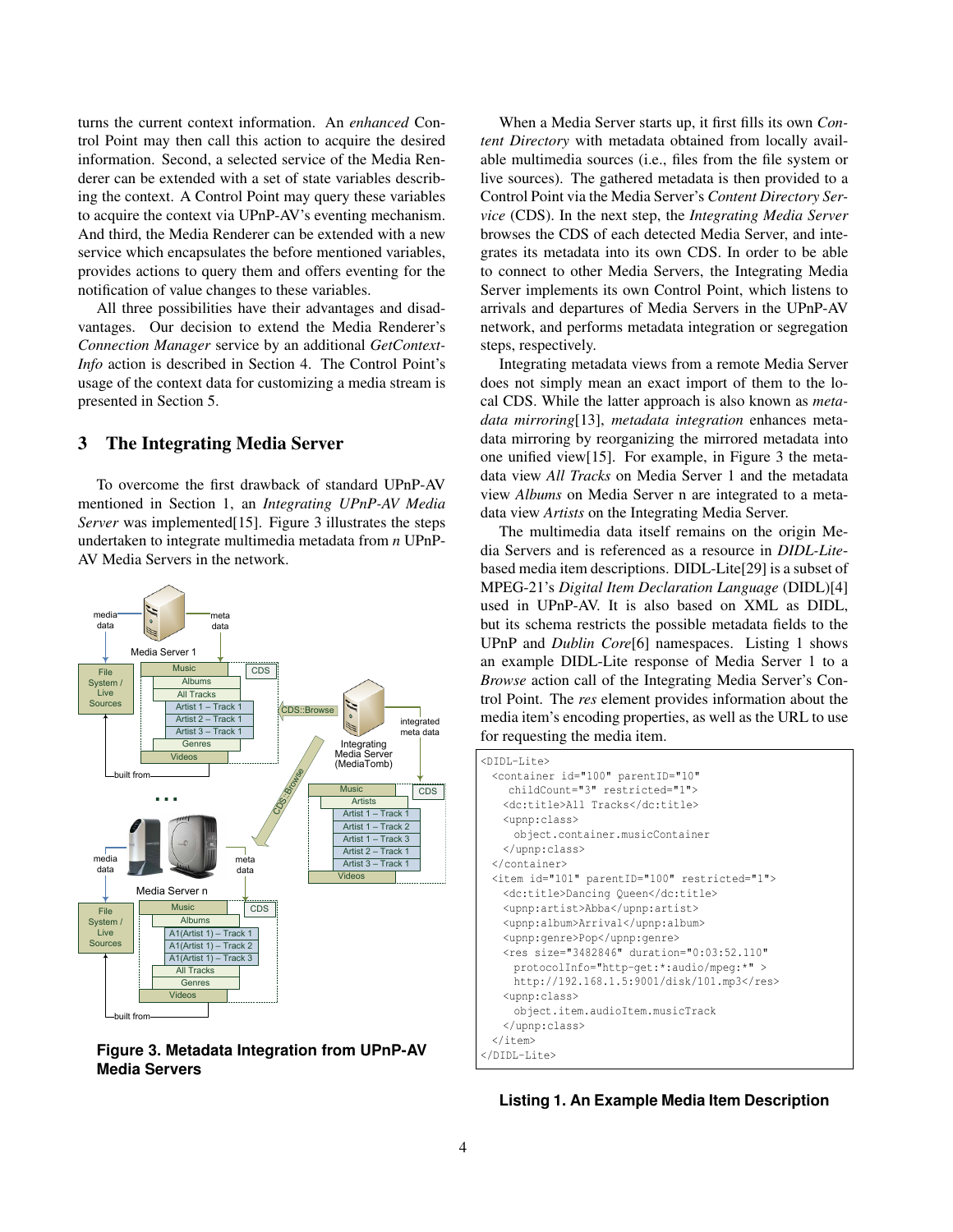turns the current context information. An *enhanced* Control Point may then call this action to acquire the desired information. Second, a selected service of the Media Renderer can be extended with a set of state variables describing the context. A Control Point may query these variables to acquire the context via UPnP-AV's eventing mechanism. And third, the Media Renderer can be extended with a new service which encapsulates the before mentioned variables, provides actions to query them and offers eventing for the notification of value changes to these variables.

All three possibilities have their advantages and disadvantages. Our decision to extend the Media Renderer's *Connection Manager* service by an additional *GetContextInfo* action is described in Section 4. The Control Point's usage of the context data for customizing a media stream is presented in Section 5.

## 3 The Integrating Media Server

To overcome the first drawback of standard UPnP-AV mentioned in Section 1, an *Integrating UPnP-AV Media Server* was implemented[15]. Figure 3 illustrates the steps undertaken to integrate multimedia metadata from *n* UPnP-AV Media Servers in the network.

**Figure 3. Metadata Integration from UPnP-AV Media Servers**

When a Media Server starts up, it first fills its own *Content Directory* with metadata obtained from locally available multimedia sources (i.e., files from the file system or live sources). The gathered metadata is then provided to a Control Point via the Media Server's *Content Directory Service* (CDS). In the next step, the *Integrating Media Server* browses the CDS of each detected Media Server, and integrates its metadata into its own CDS. In order to be able to connect to other Media Servers, the Integrating Media Server implements its own Control Point, which listens to arrivals and departures of Media Servers in the UPnP-AV network, and performs metadata integration or segregation steps, respectively.

Integrating metadata views from a remote Media Server does not simply mean an exact import of them to the local CDS. While the latter approach is also known as *metadata mirroring*[13], *metadata integration* enhances metadata mirroring by reorganizing the mirrored metadata into one unified view[15]. For example, in Figure 3 the metadata view *All Tracks* on Media Server 1 and the metadata view *Albums* on Media Server n are integrated to a metadata view *Artists* on the Integrating Media Server.

The multimedia data itself remains on the origin Media Servers and is referenced as a resource in *DIDL-Lite*-based media item descriptions. DIDL-Lite[29] is a subset of MPEG-21's *Digital Item Declaration Language* (DIDL)[4] used in UPnP-AV. It is also based on XML as DIDL, but its schema restricts the possible metadata fields to the UPnP and *Dublin Core*[6] namespaces. Listing 1 shows an example DIDL-Lite response of Media Server 1 to a *Browse* action call of the Integrating Media Server's Control Point. The *res* element provides information about the media item's encoding properties, as well as the URL to use for requesting the media item.

```
<DIDL-Lite>
  <container id="100" parentID="10"
     childCount="3" restricted="1">
    <dc:title>All Tracks</dc:title>
    <upnp:class>
      object.container.musicContainer
    </upnp:class>
  </container>
  <item id="101" parentID="100" restricted="1">
    <dc:title>Dancing Queen</dc:title>
    <upnp:artist>Abba</upnp:artist>
    <upnp:album>Arrival</upnp:album>
    <upnp:genre>Pop</upnp:genre>
    <res size="3482846" duration="0:03:52.110"
      protocolInfo="http-get:*:audio/mpeg:*" >
      http://192.168.1.5:9001/disk/101.mp3</res>
    <upnp:class>
      object.item.audioItem.musicTrack
    </upnp:class>
  </item>
</DIDL-Lite>
```

**Listing 1. An Example Media Item Description**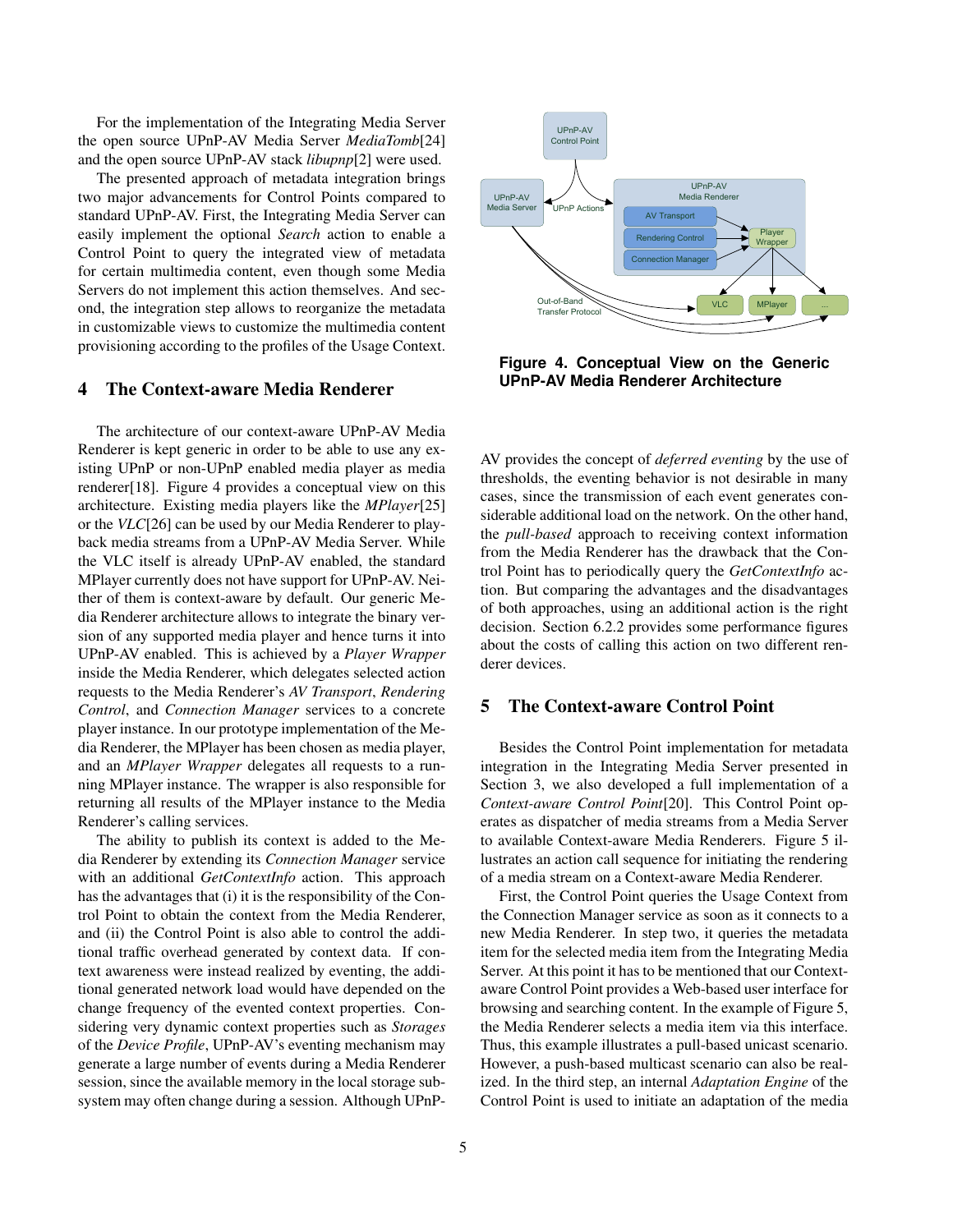For the implementation of the Integrating Media Server the open source UPnP-AV Media Server *MediaTomb*[24] and the open source UPnP-AV stack *libupnp*[2] were used.

The presented approach of metadata integration brings two major advancements for Control Points compared to standard UPnP-AV. First, the Integrating Media Server can easily implement the optional *Search* action to enable a Control Point to query the integrated view of metadata for certain multimedia content, even though some Media Servers do not implement this action themselves. And second, the integration step allows to reorganize the metadata in customizable views to customize the multimedia content provisioning according to the profiles of the Usage Context.

## 4 The Context-aware Media Renderer

The architecture of our context-aware UPnP-AV Media Renderer is kept generic in order to be able to use any existing UPnP or non-UPnP enabled media player as media renderer[18]. Figure 4 provides a conceptual view on this architecture. Existing media players like the *MPlayer*[25] or the *VLC*[26] can be used by our Media Renderer to playback media streams from a UPnP-AV Media Server. While the VLC itself is already UPnP-AV enabled, the standard MPlayer currently does not have support for UPnP-AV. Neither of them is context-aware by default. Our generic Media Renderer architecture allows to integrate the binary version of any supported media player and hence turns it into UPnP-AV enabled. This is achieved by a *Player Wrapper* inside the Media Renderer, which delegates selected action requests to the Media Renderer's *AV Transport*, *Rendering Control*, and *Connection Manager* services to a concrete player instance. In our prototype implementation of the Media Renderer, the MPlayer has been chosen as media player, and an *MPlayer Wrapper* delegates all requests to a running MPlayer instance. The wrapper is also responsible for returning all results of the MPlayer instance to the Media Renderer's calling services.

The ability to publish its context is added to the Media Renderer by extending its *Connection Manager* service with an additional *GetContextInfo* action. This approach has the advantages that (i) it is the responsibility of the Control Point to obtain the context from the Media Renderer, and (ii) the Control Point is also able to control the additional traffic overhead generated by context data. If context awareness were instead realized by eventing, the additional generated network load would have depended on the change frequency of the evented context properties. Considering very dynamic context properties such as *Storages* of the *Device Profile*, UPnP-AV's eventing mechanism may generate a large number of events during a Media Renderer session, since the available memory in the local storage subsystem may often change during a session. Although UPnP-AV provides the concept of *deferred eventing* by the use of thresholds, the eventing behavior is not desirable in many cases, since the transmission of each event generates considerable additional load on the network. On the other hand, the *pull-based* approach to receiving context information from the Media Renderer has the drawback that the Control Point has to periodically query the *GetContextInfo* action. But comparing the advantages and the disadvantages of both approaches, using an additional action is the right decision. Section 6.2.2 provides some performance figures about the costs of calling this action on two different renderer devices.

**Figure 4. Conceptual View on the Generic UPnP-AV Media Renderer Architecture**

## 5 The Context-aware Control Point

Besides the Control Point implementation for metadata integration in the Integrating Media Server presented in Section 3, we also developed a full implementation of a *Context-aware Control Point*[20]. This Control Point operates as dispatcher of media streams from a Media Server to available Context-aware Media Renderers. Figure 5 illustrates an action call sequence for initiating the rendering of a media stream on a Context-aware Media Renderer.

First, the Control Point queries the Usage Context from the Connection Manager service as soon as it connects to a new Media Renderer. In step two, it queries the metadata item for the selected media item from the Integrating Media Server. At this point it has to be mentioned that our Context-aware Control Point provides a Web-based user interface for browsing and searching content. In the example of Figure 5, the Media Renderer selects a media item via this interface. Thus, this example illustrates a pull-based unicast scenario. However, a push-based multicast scenario can also be realized. In the third step, an internal *Adaptation Engine* of the Control Point is used to initiate an adaptation of the media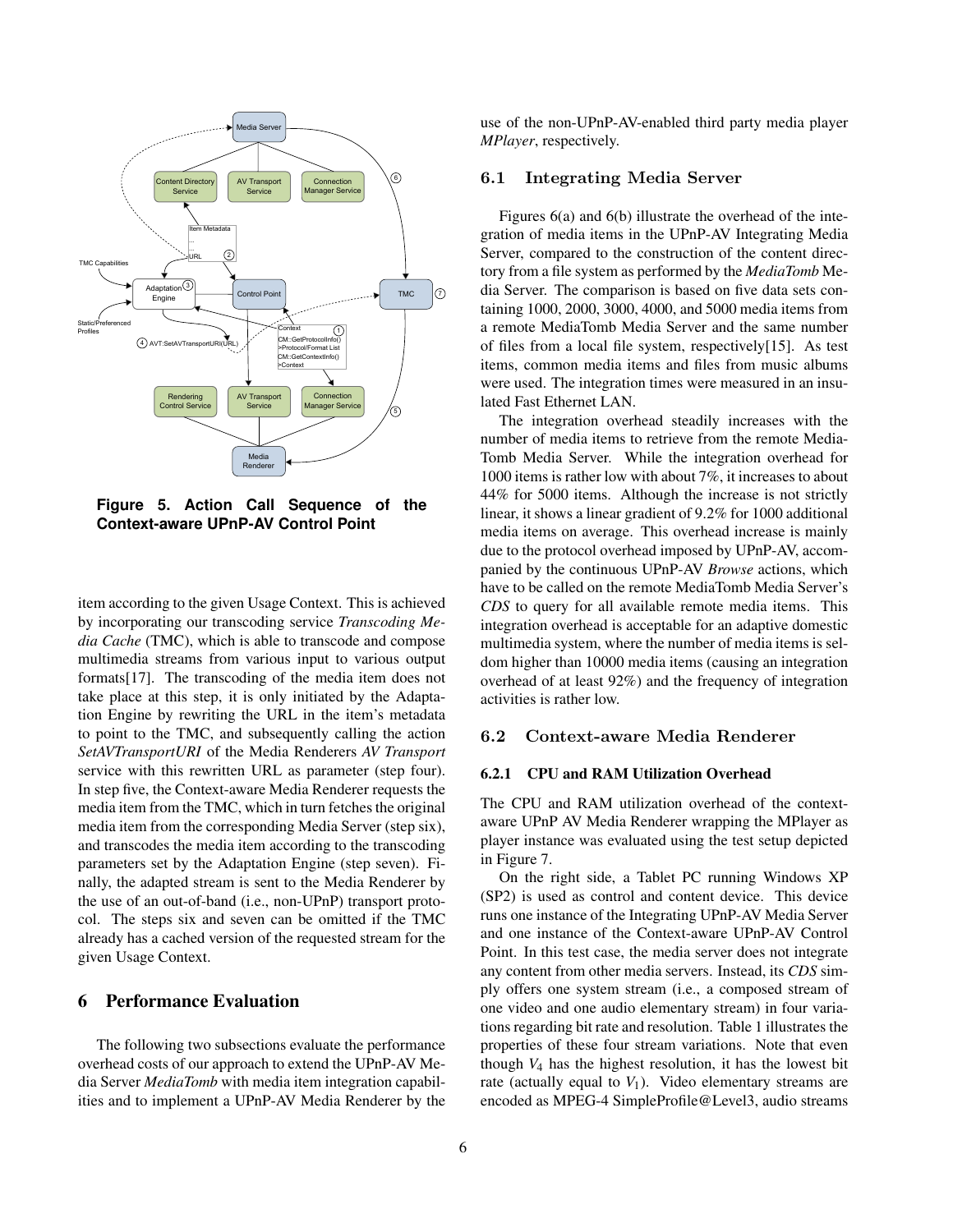**Figure 5. Action Call Sequence of the Context-aware UPnP-AV Control Point**

item according to the given Usage Context. This is achieved by incorporating our transcoding service *Transcoding Media Cache* (TMC), which is able to transcode and compose multimedia streams from various input to various output formats[17]. The transcoding of the media item does not take place at this step, it is only initiated by the Adaptation Engine by rewriting the URL in the item's metadata to point to the TMC, and subsequently calling the action *SetAVTransportURI* of the Media Renderers *AV Transport* service with this rewritten URL as parameter (step four). In step five, the Context-aware Media Renderer requests the media item from the TMC, which in turn fetches the original media item from the corresponding Media Server (step six), and transcodes the media item according to the transcoding parameters set by the Adaptation Engine (step seven). Finally, the adapted stream is sent to the Media Renderer by the use of an out-of-band (i.e., non-UPnP) transport protocol. The steps six and seven can be omitted if the TMC already has a cached version of the requested stream for the given Usage Context.

# 6 Performance Evaluation

The following two subsections evaluate the performance overhead costs of our approach to extend the UPnP-AV Media Server *MediaTomb* with media item integration capabilities and to implement a UPnP-AV Media Renderer by the use of the non-UPnP-AV-enabled third party media player *MPlayer*, respectively.

## 6.1 Integrating Media Server

Figures 6(a) and 6(b) illustrate the overhead of the integration of media items in the UPnP-AV Integrating Media Server, compared to the construction of the content directory from a file system as performed by the *MediaTomb* Media Server. The comparison is based on five data sets containing 1000, 2000, 3000, 4000, and 5000 media items from a remote MediaTomb Media Server and the same number of files from a local file system, respectively[15]. As test items, common media items and files from music albums were used. The integration times were measured in an insulated Fast Ethernet LAN.

The integration overhead steadily increases with the number of media items to retrieve from the remote MediaTomb Media Server. While the integration overhead for 1000 items is rather low with about 7%, it increases to about 44% for 5000 items. Although the increase is not strictly linear, it shows a linear gradient of 9.2% for 1000 additional media items on average. This overhead increase is mainly due to the protocol overhead imposed by UPnP-AV, accompanied by the continuous UPnP-AV *Browse* actions, which have to be called on the remote MediaTomb Media Server's *CDS* to query for all available remote media items. This integration overhead is acceptable for an adaptive domestic multimedia system, where the number of media items is seldom higher than 10000 media items (causing an integration overhead of at least 92%) and the frequency of integration activities is rather low.

## 6.2 Context-aware Media Renderer

### 6.2.1 CPU and RAM Utilization Overhead

The CPU and RAM utilization overhead of the context-aware UPnP AV Media Renderer wrapping the MPlayer as player instance was evaluated using the test setup depicted in Figure 7.

On the right side, a Tablet PC running Windows XP (SP2) is used as control and content device. This device runs one instance of the Integrating UPnP-AV Media Server and one instance of the Context-aware UPnP-AV Control Point. In this test case, the media server does not integrate any content from other media servers. Instead, its *CDS* simply offers one system stream (i.e., a composed stream of one video and one audio elementary stream) in four variations regarding bit rate and resolution. Table 1 illustrates the properties of these four stream variations. Note that even though $V_4$ has the highest resolution, it has the lowest bit rate (actually equal to $V_1$). Video elementary streams are encoded as MPEG-4 SimpleProfile@Level3, audio streams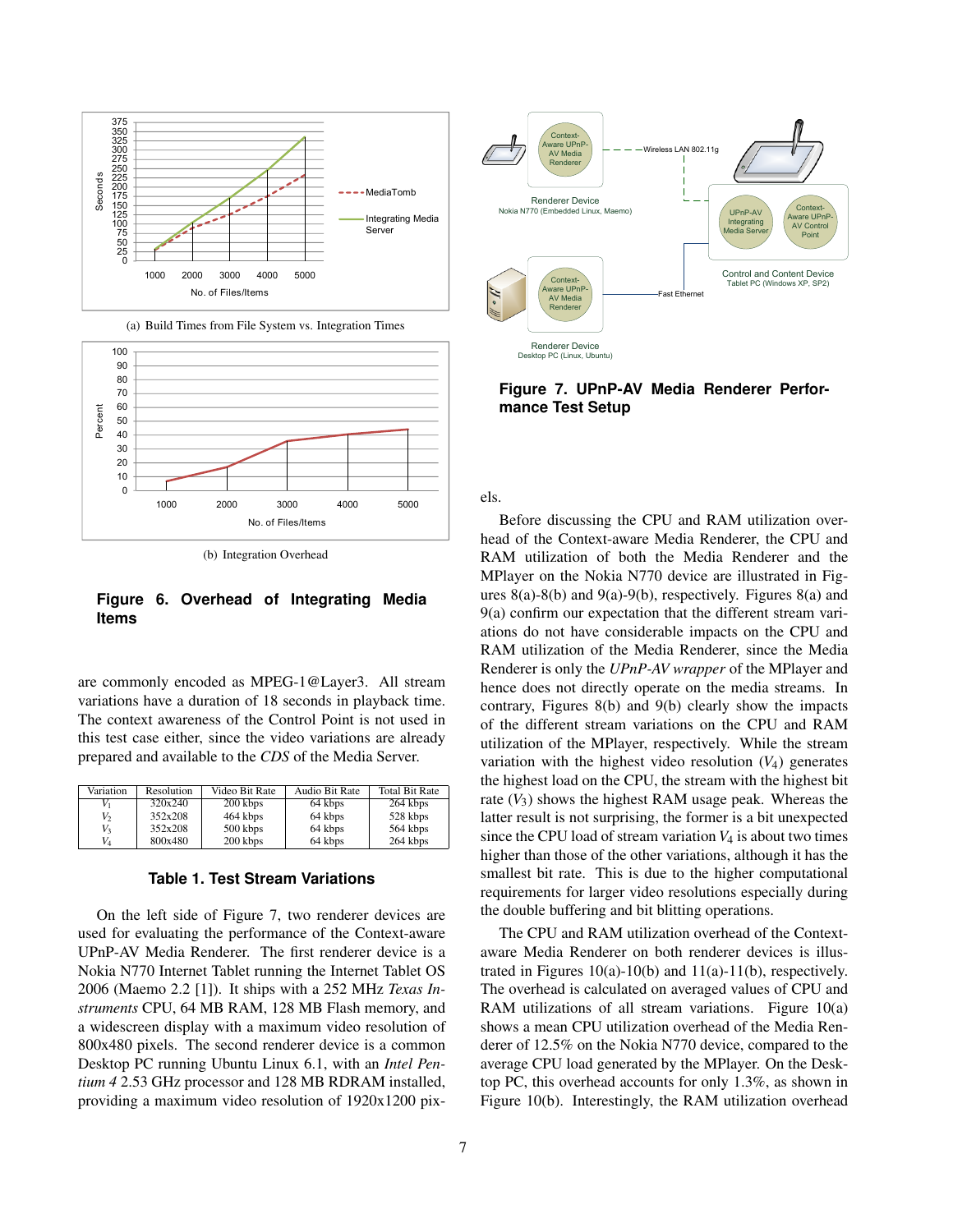(a) Build Times from File System vs. Integration Times

(b) Integration Overhead

**Figure 6. Overhead of Integrating Media Items**

are commonly encoded as MPEG-1@Layer3. All stream variations have a duration of 18 seconds in playback time. The context awareness of the Control Point is not used in this test case either, since the video variations are already prepared and available to the *CDS* of the Media Server.

| Variation | Resolution | Video Bit Rate | Audio Bit Rate | Total Bit Rate |
|---|---|---|---|---|
| $V_1$ | 320x240 | 200 kbps | 64 kbps | 264 kbps |
| $V_2$ | 352x208 | 464 kbps | 64 kbps | 528 kbps |
| $V_3$ | 352x208 | 500 kbps | 64 kbps | 564 kbps |
| $V_4$ | 800x480 | 200 kbps | 64 kbps | 264 kbps |

**Table 1. Test Stream Variations**

On the left side of Figure 7, two renderer devices are used for evaluating the performance of the Context-aware UPnP-AV Media Renderer. The first renderer device is a Nokia N770 Internet Tablet running the Internet Tablet OS 2006 (Maemo 2.2 [1]). It ships with a 252 MHz *Texas Instruments* CPU, 64 MB RAM, 128 MB Flash memory, and a widescreen display with a maximum video resolution of 800x480 pixels. The second renderer device is a common Desktop PC running Ubuntu Linux 6.1, with an *Intel Pentium 4* 2.53 GHz processor and 128 MB RDRAM installed, providing a maximum video resolution of 1920x1200 pixels.

**Figure 7. UPnP-AV Media Renderer Performance Test Setup**

Before discussing the CPU and RAM utilization overhead of the Context-aware Media Renderer, the CPU and RAM utilization of both the Media Renderer and the MPlayer on the Nokia N770 device are illustrated in Figures 8(a)-8(b) and 9(a)-9(b), respectively. Figures 8(a) and 9(a) confirm our expectation that the different stream variations do not have considerable impacts on the CPU and RAM utilization of the Media Renderer, since the Media Renderer is only the *UPnP-AV wrapper* of the MPlayer and hence does not directly operate on the media streams. In contrary, Figures 8(b) and 9(b) clearly show the impacts of the different stream variations on the CPU and RAM utilization of the MPlayer, respectively. While the stream variation with the highest video resolution ($V_4$) generates the highest load on the CPU, the stream with the highest bit rate ($V_3$) shows the highest RAM usage peak. Whereas the latter result is not surprising, the former is a bit unexpected since the CPU load of stream variation $V_4$ is about two times higher than those of the other variations, although it has the smallest bit rate. This is due to the higher computational requirements for larger video resolutions especially during the double buffering and bit blitting operations.

The CPU and RAM utilization overhead of the Context-aware Media Renderer on both renderer devices is illustrated in Figures 10(a)-10(b) and 11(a)-11(b), respectively. The overhead is calculated on averaged values of CPU and RAM utilizations of all stream variations. Figure 10(a) shows a mean CPU utilization overhead of the Media Renderer of 12.5% on the Nokia N770 device, compared to the average CPU load generated by the MPlayer. On the Desktop PC, this overhead accounts for only 1.3%, as shown in Figure 10(b). Interestingly, the RAM utilization overhead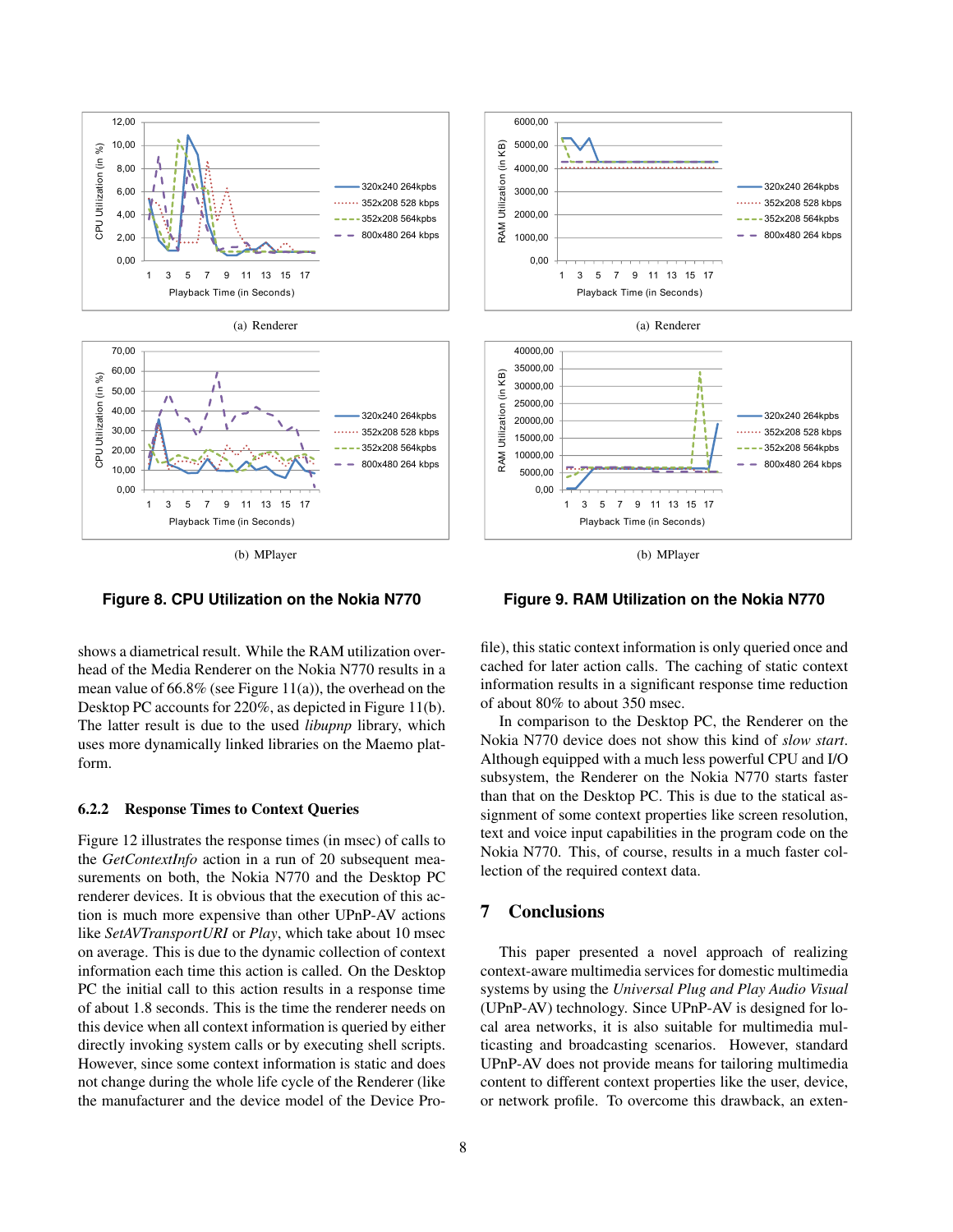(a) Renderer

(b) MPlayer

**Figure 8. CPU Utilization on the Nokia N770**

(a) Renderer

(b) MPlayer

**Figure 9. RAM Utilization on the Nokia N770**

shows a diametrical result. While the RAM utilization overhead of the Media Renderer on the Nokia N770 results in a mean value of 66.8% (see Figure 11(a)), the overhead on the Desktop PC accounts for 220%, as depicted in Figure 11(b). The latter result is due to the used *libupnp* library, which uses more dynamically linked libraries on the Maemo platform.

### 6.2.2 Response Times to Context Queries

Figure 12 illustrates the response times (in msec) of calls to the *GetContextInfo* action in a run of 20 subsequent measurements on both, the Nokia N770 and the Desktop PC renderer devices. It is obvious that the execution of this action is much more expensive than other UPnP-AV actions like *SetAVTransportURI* or *Play*, which take about 10 msec on average. This is due to the dynamic collection of context information each time this action is called. On the Desktop PC the initial call to this action results in a response time of about 1.8 seconds. This is the time the renderer needs on this device when all context information is queried by either directly invoking system calls or by executing shell scripts. However, since some context information is static and does not change during the whole life cycle of the Renderer (like the manufacturer and the device model of the Device Profile), this static context information is only queried once and cached for later action calls. The caching of static context information results in a significant response time reduction of about 80% to about 350 msec.

In comparison to the Desktop PC, the Renderer on the Nokia N770 device does not show this kind of *slow start*. Although equipped with a much less powerful CPU and I/O subsystem, the Renderer on the Nokia N770 starts faster than that on the Desktop PC. This is due to the statical assignment of some context properties like screen resolution, text and voice input capabilities in the program code on the Nokia N770. This, of course, results in a much faster collection of the required context data.

## 7 Conclusions

This paper presented a novel approach of realizing context-aware multimedia services for domestic multimedia systems by using the *Universal Plug and Play Audio Visual* (UPnP-AV) technology. Since UPnP-AV is designed for local area networks, it is also suitable for multimedia multicasting and broadcasting scenarios. However, standard UPnP-AV does not provide means for tailoring multimedia content to different context properties like the user, device, or network profile. To overcome this drawback, an exten-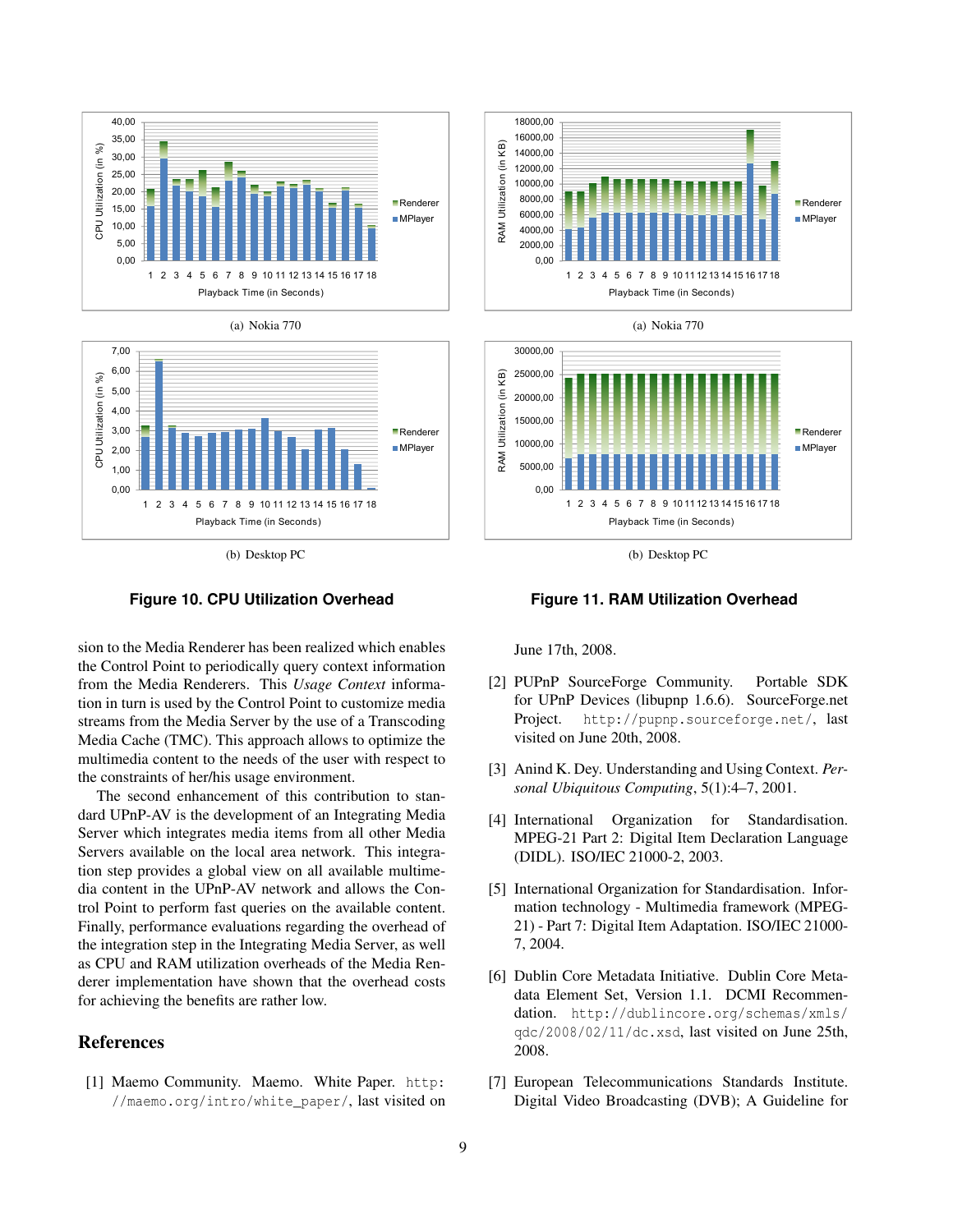(a) Nokia 770

(b) Desktop PC

**Figure 10. CPU Utilization Overhead**

(a) Nokia 770

(b) Desktop PC

**Figure 11. RAM Utilization Overhead**

sion to the Media Renderer has been realized which enables the Control Point to periodically query context information from the Media Renderers. This *Usage Context* information in turn is used by the Control Point to customize media streams from the Media Server by the use of a Transcoding Media Cache (TMC). This approach allows to optimize the multimedia content to the needs of the user with respect to the constraints of her/his usage environment.

The second enhancement of this contribution to standard UPnP-AV is the development of an Integrating Media Server which integrates media items from all other Media Servers available on the local area network. This integration step provides a global view on all available multimedia content in the UPnP-AV network and allows the Control Point to perform fast queries on the available content. Finally, performance evaluations regarding the overhead of the integration step in the Integrating Media Server, as well as CPU and RAM utilization overheads of the Media Renderer implementation have shown that the overhead costs for achieving the benefits are rather low.

## References

[1] Maemo Community. Maemo. White Paper. http://maemo.org/intro/white_paper/, last visited on June 17th, 2008.

[2] PUPnP SourceForge Community. Portable SDK for UPnP Devices (libupnp 1.6.6). SourceForge.net Project. http://pupnp.sourceforge.net/, last visited on June 20th, 2008.

[3] Anind K. Dey. Understanding and Using Context. *Personal Ubiquitous Computing*, 5(1):4–7, 2001.

[4] International Organization for Standardisation. MPEG-21 Part 2: Digital Item Declaration Language (DIDL). ISO/IEC 21000-2, 2003.

[5] International Organization for Standardisation. Information technology - Multimedia framework (MPEG-21) - Part 7: Digital Item Adaptation. ISO/IEC 21000-7, 2004.

[6] Dublin Core Metadata Initiative. Dublin Core Metadata Element Set, Version 1.1. DCMI Recommendation. http://dublincore.org/schemas/xmls/qdc/2008/02/11/dc.xsd, last visited on June 25th, 2008.

[7] European Telecommunications Standards Institute. Digital Video Broadcasting (DVB); A Guideline for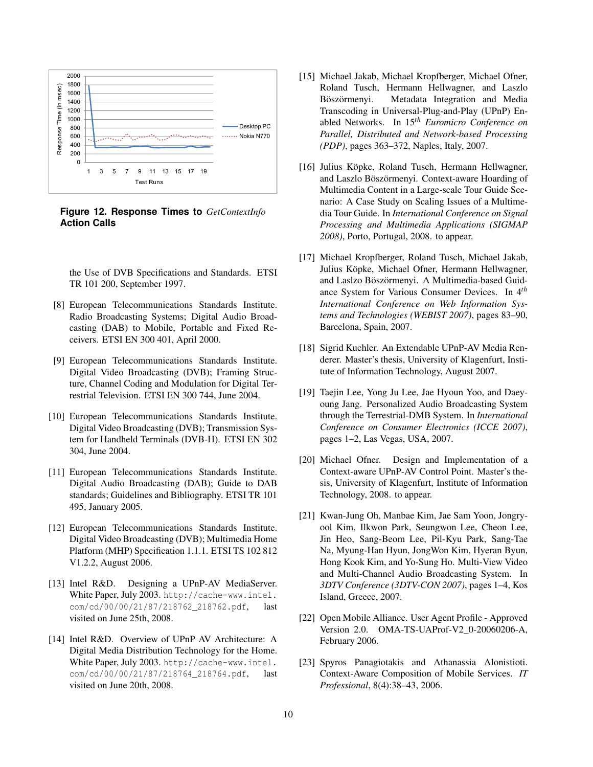**Figure 12. Response Times to *GetContextInfo* Action Calls**

the Use of DVB Specifications and Standards. ETSI TR 101 200, September 1997.

[8] European Telecommunications Standards Institute. Radio Broadcasting Systems; Digital Audio Broadcasting (DAB) to Mobile, Portable and Fixed Receivers. ETSI EN 300 401, April 2000.

[9] European Telecommunications Standards Institute. Digital Video Broadcasting (DVB); Framing Structure, Channel Coding and Modulation for Digital Terrestrial Television. ETSI EN 300 744, June 2004.

[10] European Telecommunications Standards Institute. Digital Video Broadcasting (DVB); Transmission System for Handheld Terminals (DVB-H). ETSI EN 302 304, June 2004.

[11] European Telecommunications Standards Institute. Digital Audio Broadcasting (DAB); Guide to DAB standards; Guidelines and Bibliography. ETSI TR 101 495, January 2005.

[12] European Telecommunications Standards Institute. Digital Video Broadcasting (DVB); Multimedia Home Platform (MHP) Specification 1.1.1. ETSI TS 102 812 V1.2.2, August 2006.

[13] Intel R&D. Designing a UPnP-AV MediaServer. White Paper, July 2003. `http://cache-www.intel.com/cd/00/00/21/87/218762_218762.pdf`, last visited on June 25th, 2008.

[14] Intel R&D. Overview of UPnP AV Architecture: A Digital Media Distribution Technology for the Home. White Paper, July 2003. `http://cache-www.intel.com/cd/00/00/21/87/218764_218764.pdf`, last visited on June 20th, 2008.

[15] Michael Jakab, Michael Kropfberger, Michael Ofner, Roland Tusch, Hermann Hellwagner, and Laszlo Böszörmenyi. Metadata Integration and Media Transcoding in Universal-Plug-and-Play (UPnP) Enabled Networks. In 15$^{th}$ *Euromicro Conference on Parallel, Distributed and Network-based Processing (PDP)*, pages 363–372, Naples, Italy, 2007.

[16] Julius Köpke, Roland Tusch, Hermann Hellwagner, and Laszlo Böszörmenyi. Context-aware Hoarding of Multimedia Content in a Large-scale Tour Guide Scenario: A Case Study on Scaling Issues of a Multimedia Tour Guide. In *International Conference on Signal Processing and Multimedia Applications (SIGMAP 2008)*, Porto, Portugal, 2008. to appear.

[17] Michael Kropfberger, Roland Tusch, Michael Jakab, Julius Köpke, Michael Ofner, Hermann Hellwagner, and Laslzo Böszörmenyi. A Multimedia-based Guidance System for Various Consumer Devices. In 4$^{th}$ *International Conference on Web Information Systems and Technologies (WEBIST 2007)*, pages 83–90, Barcelona, Spain, 2007.

[18] Sigrid Kuchler. An Extendable UPnP-AV Media Renderer. Master's thesis, University of Klagenfurt, Institute of Information Technology, August 2007.

[19] Taejin Lee, Yong Ju Lee, Jae Hyoun Yoo, and Daeyoung Jang. Personalized Audio Broadcasting System through the Terrestrial-DMB System. In *International Conference on Consumer Electronics (ICCE 2007)*, pages 1–2, Las Vegas, USA, 2007.

[20] Michael Ofner. Design and Implementation of a Context-aware UPnP-AV Control Point. Master's thesis, University of Klagenfurt, Institute of Information Technology, 2008. to appear.

[21] Kwan-Jung Oh, Manbae Kim, Jae Sam Yoon, Jongryool Kim, Ilkwon Park, Seungwon Lee, Cheon Lee, Jin Heo, Sang-Beom Lee, Pil-Kyu Park, Sang-Tae Na, Myung-Han Hyun, JongWon Kim, Hyeran Byun, Hong Kook Kim, and Yo-Sung Ho. Multi-View Video and Multi-Channel Audio Broadcasting System. In *3DTV Conference (3DTV-CON 2007)*, pages 1–4, Kos Island, Greece, 2007.

[22] Open Mobile Alliance. User Agent Profile - Approved Version 2.0. OMA-TS-UAProf-V2_0-20060206-A, February 2006.

[23] Spyros Panagiotakis and Athanassia Alonistioti. Context-Aware Composition of Mobile Services. *IT Professional*, 8(4):38–43, 2006.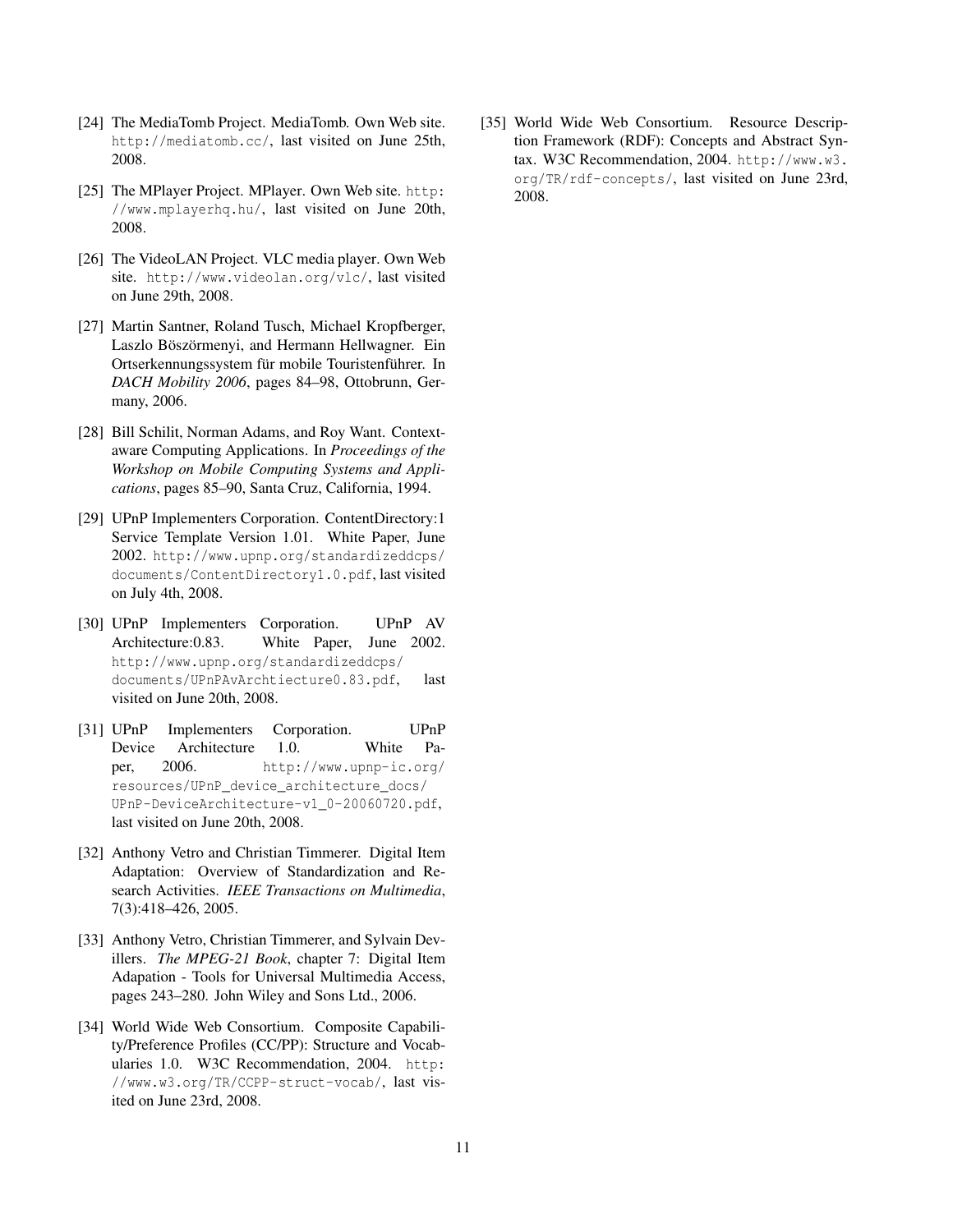[24] The MediaTomb Project. MediaTomb. Own Web site. http://mediatomb.cc/, last visited on June 25th, 2008.

[25] The MPlayer Project. MPlayer. Own Web site. http://www.mplayerhq.hu/, last visited on June 20th, 2008.

[26] The VideoLAN Project. VLC media player. Own Web site. http://www.videolan.org/vlc/, last visited on June 29th, 2008.

[27] Martin Santner, Roland Tusch, Michael Kropfberger, Laszlo Böszörmenyi, and Hermann Hellwagner. Ein Ortserkennungssystem für mobile Touristenführer. In *DACH Mobility 2006*, pages 84–98, Ottobrunn, Germany, 2006.

[28] Bill Schilit, Norman Adams, and Roy Want. Context-aware Computing Applications. In *Proceedings of the Workshop on Mobile Computing Systems and Applications*, pages 85–90, Santa Cruz, California, 1994.

[29] UPnP Implementers Corporation. ContentDirectory:1 Service Template Version 1.01. White Paper, June 2002. http://www.upnp.org/standardizeddcps/documents/ContentDirectory1.0.pdf, last visited on July 4th, 2008.

[30] UPnP Implementers Corporation. UPnP AV Architecture:0.83. White Paper, June 2002. http://www.upnp.org/standardizeddcps/documents/UPnPAvArchtiecture0.83.pdf, last visited on June 20th, 2008.

[31] UPnP Implementers Corporation. UPnP Device Architecture 1.0. White Paper, 2006. http://www.upnp-ic.org/resources/UPnP_device_architecture_docs/UPnP-DeviceArchitecture-v1_0-20060720.pdf, last visited on June 20th, 2008.

[32] Anthony Vetro and Christian Timmerer. Digital Item Adaptation: Overview of Standardization and Research Activities. *IEEE Transactions on Multimedia*, 7(3):418–426, 2005.

[33] Anthony Vetro, Christian Timmerer, and Sylvain Devillers. *The MPEG-21 Book*, chapter 7: Digital Item Adapation - Tools for Universal Multimedia Access, pages 243–280. John Wiley and Sons Ltd., 2006.

[34] World Wide Web Consortium. Composite Capability/Preference Profiles (CC/PP): Structure and Vocabularies 1.0. W3C Recommendation, 2004. http://www.w3.org/TR/CCPP-struct-vocab/, last visited on June 23rd, 2008.

[35] World Wide Web Consortium. Resource Description Framework (RDF): Concepts and Abstract Syntax. W3C Recommendation, 2004. http://www.w3.org/TR/rdf-concepts/, last visited on June 23rd, 2008.